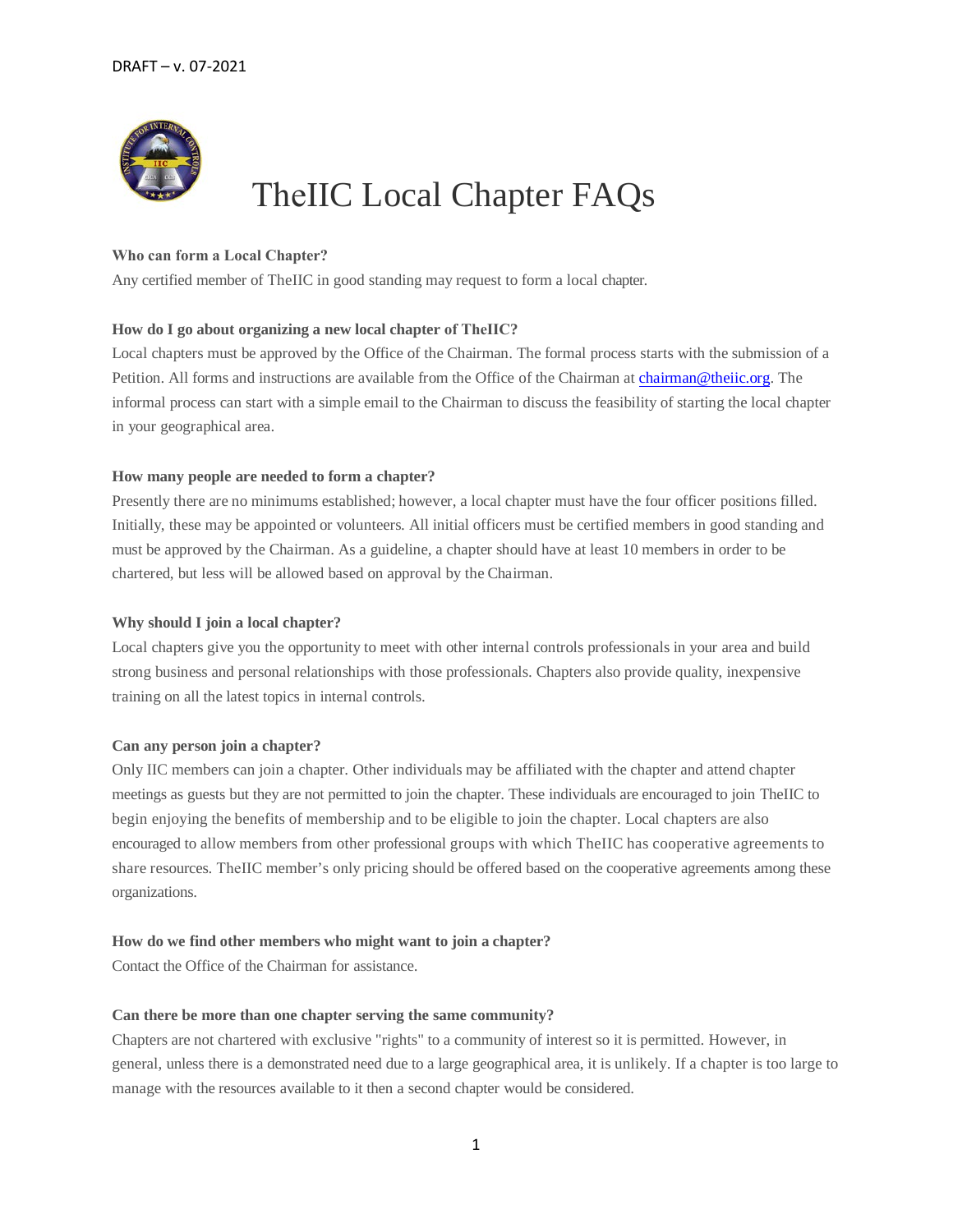DRAFT – v. 07-2021

# TheIIC Local Chapter FAQs

**Who can form a Local Chapter?**

Any certified member of TheIIC in good standing may request to form a local chapter.

**How do I go about organizing a new local chapter of TheIIC?**

Local chapters must be approved by the Office of the Chairman. The formal process starts with the submission of a Petition. All forms and instructions are available from the Office of the Chairman at chairman@theiic.org. The informal process can start with a simple email to the Chairman to discuss the feasibility of starting the local chapter in your geographical area.

**How many people are needed to form a chapter?**

Presently there are no minimums established; however, a local chapter must have the four officer positions filled. Initially, these may be appointed or volunteers. All initial officers must be certified members in good standing and must be approved by the Chairman. As a guideline, a chapter should have at least 10 members in order to be chartered, but less will be allowed based on approval by the Chairman.

**Why should I join a local chapter?**

Local chapters give you the opportunity to meet with other internal controls professionals in your area and build strong business and personal relationships with those professionals. Chapters also provide quality, inexpensive training on all the latest topics in internal controls.

**Can any person join a chapter?**

Only IIC members can join a chapter. Other individuals may be affiliated with the chapter and attend chapter meetings as guests but they are not permitted to join the chapter. These individuals are encouraged to join TheIIC to begin enjoying the benefits of membership and to be eligible to join the chapter. Local chapters are also encouraged to allow members from other professional groups with which TheIIC has cooperative agreements to share resources. TheIIC member's only pricing should be offered based on the cooperative agreements among these organizations.

**How do we find other members who might want to join a chapter?**

Contact the Office of the Chairman for assistance.

**Can there be more than one chapter serving the same community?**

Chapters are not chartered with exclusive "rights" to a community of interest so it is permitted. However, in general, unless there is a demonstrated need due to a large geographical area, it is unlikely. If a chapter is too large to manage with the resources available to it then a second chapter would be considered.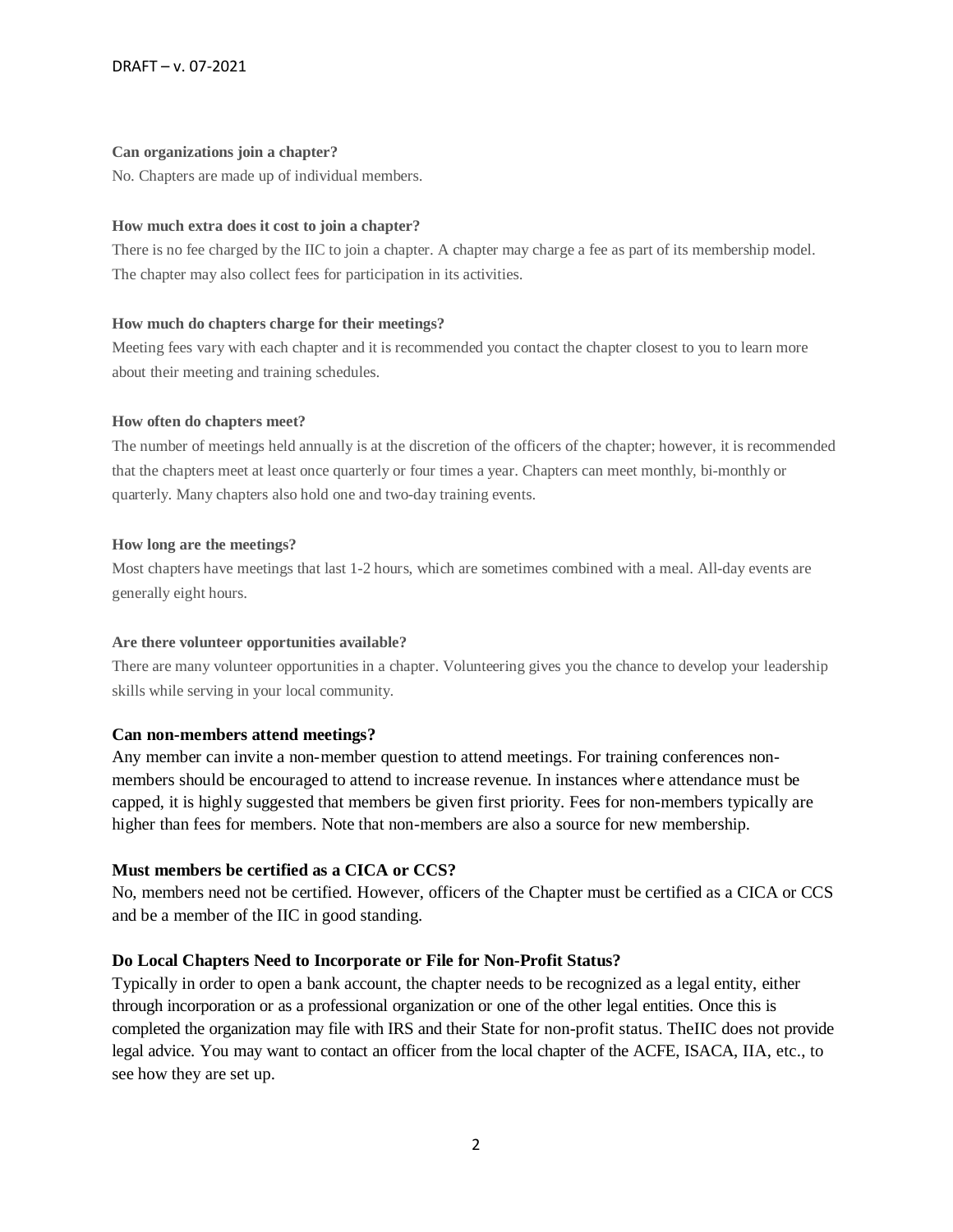**Can organizations join a chapter?**

No. Chapters are made up of individual members.

**How much extra does it cost to join a chapter?**

There is no fee charged by the IIC to join a chapter. A chapter may charge a fee as part of its membership model. The chapter may also collect fees for participation in its activities.

**How much do chapters charge for their meetings?**

Meeting fees vary with each chapter and it is recommended you contact the chapter closest to you to learn more about their meeting and training schedules.

**How often do chapters meet?**

The number of meetings held annually is at the discretion of the officers of the chapter; however, it is recommended that the chapters meet at least once quarterly or four times a year. Chapters can meet monthly, bi-monthly or quarterly. Many chapters also hold one and two-day training events.

**How long are the meetings?**

Most chapters have meetings that last 1-2 hours, which are sometimes combined with a meal. All-day events are generally eight hours.

**Are there volunteer opportunities available?**

There are many volunteer opportunities in a chapter. Volunteering gives you the chance to develop your leadership skills while serving in your local community.

**Can non-members attend meetings?**

Any member can invite a non-member question to attend meetings. For training conferences non-members should be encouraged to attend to increase revenue. In instances where attendance must be capped, it is highly suggested that members be given first priority. Fees for non-members typically are higher than fees for members. Note that non-members are also a source for new membership.

**Must members be certified as a CICA or CCS?**

No, members need not be certified. However, officers of the Chapter must be certified as a CICA or CCS and be a member of the IIC in good standing.

**Do Local Chapters Need to Incorporate or File for Non-Profit Status?**

Typically in order to open a bank account, the chapter needs to be recognized as a legal entity, either through incorporation or as a professional organization or one of the other legal entities. Once this is completed the organization may file with IRS and their State for non-profit status. TheIIC does not provide legal advice. You may want to contact an officer from the local chapter of the ACFE, ISACA, IIA, etc., to see how they are set up.